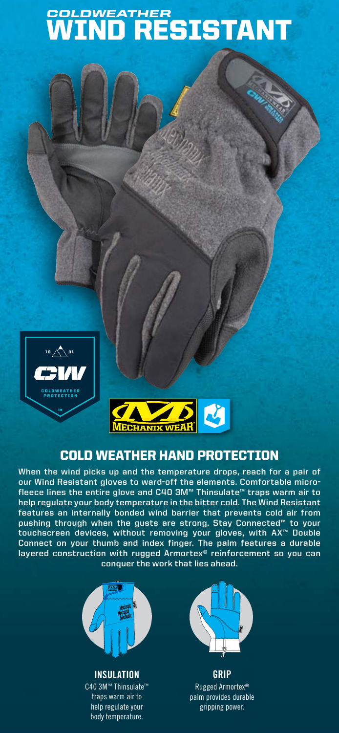# COLDWEATHER
# WIND RESISTANT

## COLD WEATHER HAND PROTECTION

When the wind picks up and the temperature drops, reach for a pair of our Wind Resistant gloves to ward-off the elements. Comfortable micro-fleece lines the entire glove and C40 3M™ Thinsulate™ traps warm air to help regulate your body temperature in the bitter cold. The Wind Resistant features an internally bonded wind barrier that prevents cold air from pushing through when the gusts are strong. Stay Connected™ to your touchscreen devices, without removing your gloves, with AX™ Double Connect on your thumb and index finger. The palm features a durable layered construction with rugged Armortex® reinforcement so you can conquer the work that lies ahead.

**INSULATION**
C40 3M™ Thinsulate™ traps warm air to help regulate your body temperature.

**GRIP**
Rugged Armortex® palm provides durable gripping power.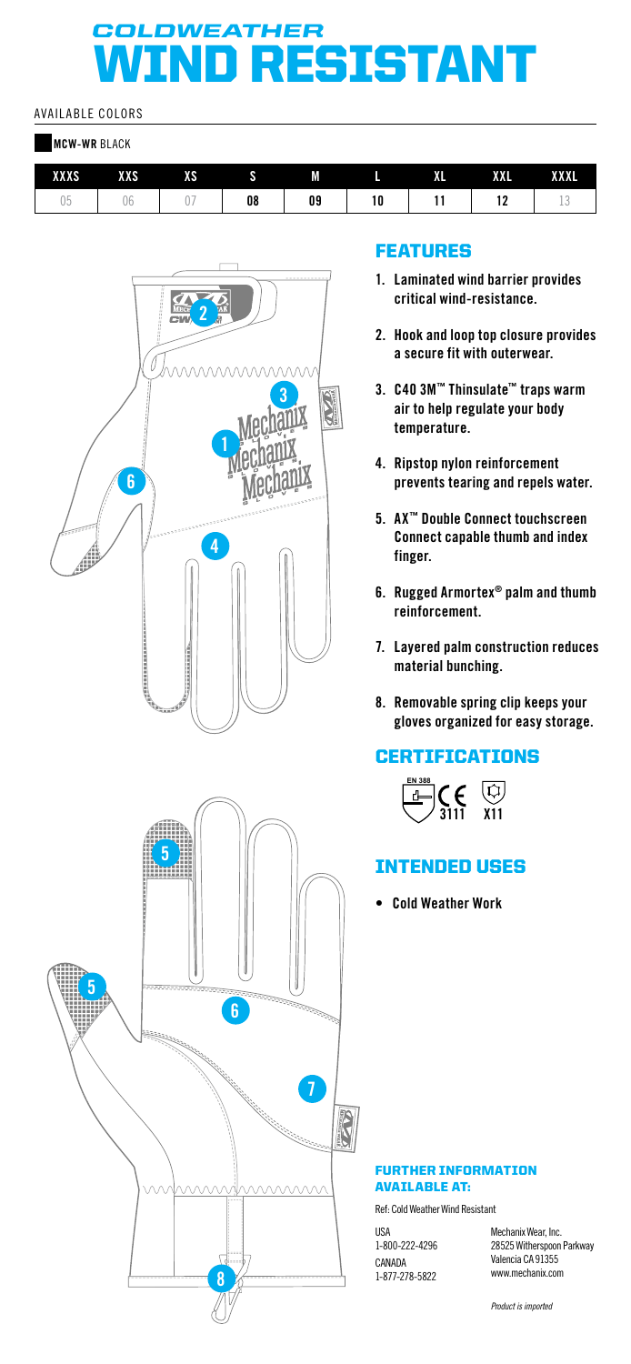# COLDWEATHER WIND RESISTANT

AVAILABLE COLORS

**MCW-WR** BLACK

| XXXS | XXS | XS | S | M | L | XL | XXL | XXXL |
|---|---|---|---|---|---|---|---|---|
| 05 | 06 | 07 | 08 | 09 | 10 | 11 | 12 | 13 |

## FEATURES

1. **Laminated wind barrier provides critical wind-resistance.**
2. **Hook and loop top closure provides a secure fit with outerwear.**
3. **C40 3M™ Thinsulate™ traps warm air to help regulate your body temperature.**
4. **Ripstop nylon reinforcement prevents tearing and repels water.**
5. **AX™ Double Connect touchscreen Connect capable thumb and index finger.**
6. **Rugged Armortex® palm and thumb reinforcement.**
7. **Layered palm construction reduces material bunching.**
8. **Removable spring clip keeps your gloves organized for easy storage.**

## CERTIFICATIONS

EN 388
CE
3111
X11

## INTENDED USES

- **Cold Weather Work**

### FURTHER INFORMATION AVAILABLE AT:

Ref: Cold Weather Wind Resistant

USA
1-800-222-4296
CANADA
1-877-278-5822

Mechanix Wear, Inc.
28525 Witherspoon Parkway
Valencia CA 91355
www.mechanix.com

*Product is imported*